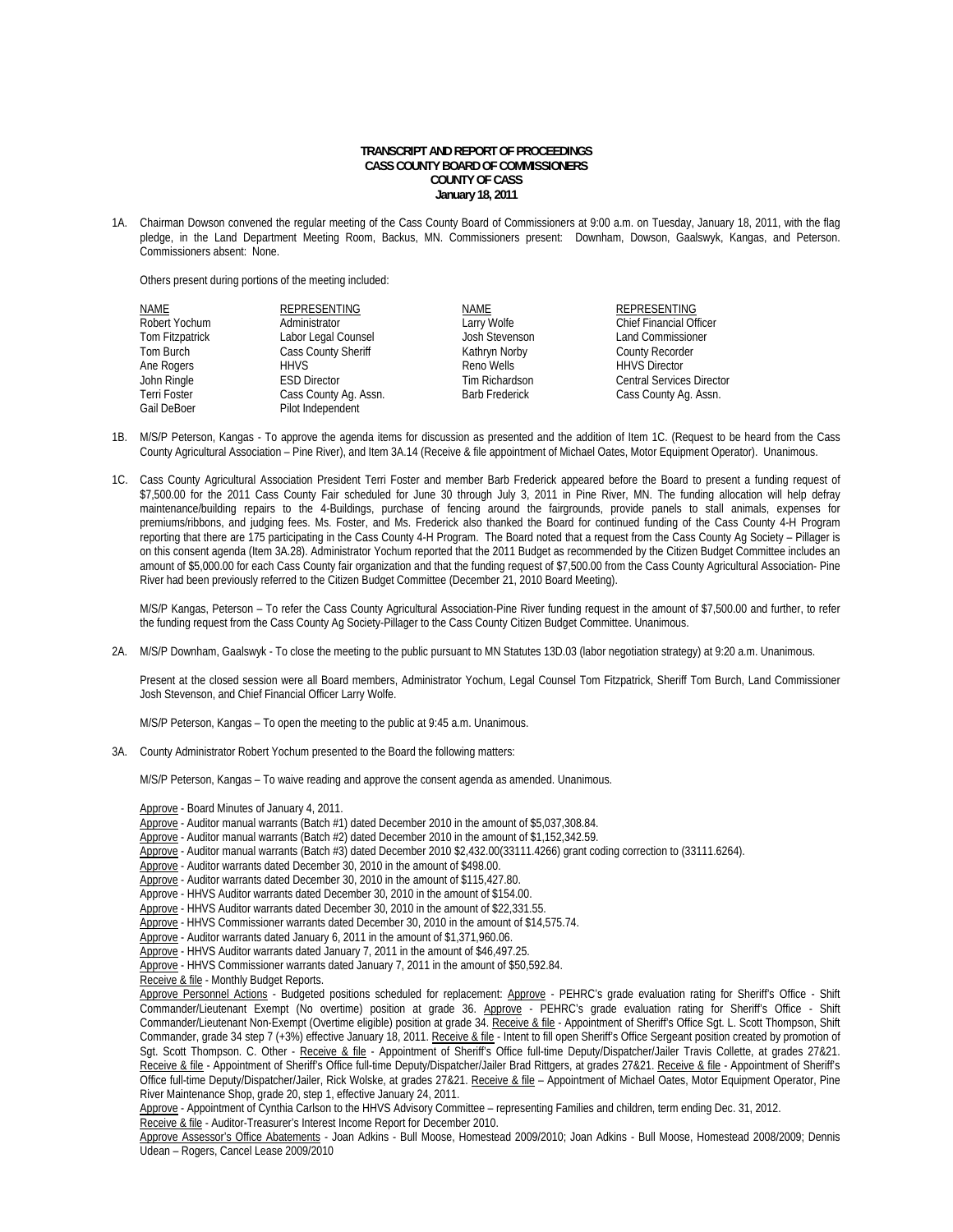**TRANSCRIPT AND REPORT OF PROCEEDINGS**
**CASS COUNTY BOARD OF COMMISSIONERS**
**COUNTY OF CASS**
**January 18, 2011**

1A. Chairman Dowson convened the regular meeting of the Cass County Board of Commissioners at 9:00 a.m. on Tuesday, January 18, 2011, with the flag pledge, in the Land Department Meeting Room, Backus, MN. Commissioners present: Downham, Dowson, Gaalswyk, Kangas, and Peterson. Commissioners absent: None.

Others present during portions of the meeting included:

| NAME | REPRESENTING | NAME | REPRESENTING |
|---|---|---|---|
| Robert Yochum | Administrator | Larry Wolfe | Chief Financial Officer |
| Tom Fitzpatrick | Labor Legal Counsel | Josh Stevenson | Land Commissioner |
| Tom Burch | Cass County Sheriff | Kathryn Norby | County Recorder |
| Ane Rogers | HHVS | Reno Wells | HHVS Director |
| John Ringle | ESD Director | Tim Richardson | Central Services Director |
| Terri Foster | Cass County Ag. Assn. | Barb Frederick | Cass County Ag. Assn. |
| Gail DeBoer | Pilot Independent | | |

1B. M/S/P Peterson, Kangas - To approve the agenda items for discussion as presented and the addition of Item 1C. (Request to be heard from the Cass County Agricultural Association – Pine River), and Item 3A.14 (Receive & file appointment of Michael Oates, Motor Equipment Operator). Unanimous.

1C. Cass County Agricultural Association President Terri Foster and member Barb Frederick appeared before the Board to present a funding request of $7,500.00 for the 2011 Cass County Fair scheduled for June 30 through July 3, 2011 in Pine River, MN. The funding allocation will help defray maintenance/building repairs to the 4-Buildings, purchase of fencing around the fairgrounds, provide panels to stall animals, expenses for premiums/ribbons, and judging fees. Ms. Foster, and Ms. Frederick also thanked the Board for continued funding of the Cass County 4-H Program reporting that there are 175 participating in the Cass County 4-H Program. The Board noted that a request from the Cass County Ag Society – Pillager is on this consent agenda (Item 3A.28). Administrator Yochum reported that the 2011 Budget as recommended by the Citizen Budget Committee includes an amount of $5,000.00 for each Cass County fair organization and that the funding request of $7,500.00 from the Cass County Agricultural Association- Pine River had been previously referred to the Citizen Budget Committee (December 21, 2010 Board Meeting).

M/S/P Kangas, Peterson – To refer the Cass County Agricultural Association-Pine River funding request in the amount of $7,500.00 and further, to refer the funding request from the Cass County Ag Society-Pillager to the Cass County Citizen Budget Committee. Unanimous.

2A. M/S/P Downham, Gaalswyk - To close the meeting to the public pursuant to MN Statutes 13D.03 (labor negotiation strategy) at 9:20 a.m. Unanimous.

Present at the closed session were all Board members, Administrator Yochum, Legal Counsel Tom Fitzpatrick, Sheriff Tom Burch, Land Commissioner Josh Stevenson, and Chief Financial Officer Larry Wolfe.

M/S/P Peterson, Kangas – To open the meeting to the public at 9:45 a.m. Unanimous.

3A. County Administrator Robert Yochum presented to the Board the following matters:

M/S/P Peterson, Kangas – To waive reading and approve the consent agenda as amended. Unanimous.

Approve - Board Minutes of January 4, 2011.
Approve - Auditor manual warrants (Batch #1) dated December 2010 in the amount of $5,037,308.84.
Approve - Auditor manual warrants (Batch #2) dated December 2010 in the amount of $1,152,342.59.
Approve - Auditor manual warrants (Batch #3) dated December 2010 $2,432.00(33111.4266) grant coding correction to (33111.6264).
Approve - Auditor warrants dated December 30, 2010 in the amount of $498.00.
Approve - Auditor warrants dated December 30, 2010 in the amount of $115,427.80.
Approve - HHVS Auditor warrants dated December 30, 2010 in the amount of $154.00.
Approve - HHVS Auditor warrants dated December 30, 2010 in the amount of $22,331.55.
Approve - HHVS Commissioner warrants dated December 30, 2010 in the amount of $14,575.74.
Approve - Auditor warrants dated January 6, 2011 in the amount of $1,371,960.06.
Approve - HHVS Auditor warrants dated January 7, 2011 in the amount of $46,497.25.
Approve - HHVS Commissioner warrants dated January 7, 2011 in the amount of $50,592.84.
Receive & file - Monthly Budget Reports.
Approve Personnel Actions - Budgeted positions scheduled for replacement: Approve - PEHRC's grade evaluation rating for Sheriff's Office - Shift Commander/Lieutenant Exempt (No overtime) position at grade 36. Approve - PEHRC's grade evaluation rating for Sheriff's Office - Shift Commander/Lieutenant Non-Exempt (Overtime eligible) position at grade 34. Receive & file - Appointment of Sheriff's Office Sgt. L. Scott Thompson, Shift Commander, grade 34 step 7 (+3%) effective January 18, 2011. Receive & file - Intent to fill open Sheriff's Office Sergeant position created by promotion of Sgt. Scott Thompson. C. Other - Receive & file - Appointment of Sheriff's Office full-time Deputy/Dispatcher/Jailer Travis Collette, at grades 27&21. Receive & file - Appointment of Sheriff's Office full-time Deputy/Dispatcher/Jailer Brad Rittgers, at grades 27&21. Receive & file - Appointment of Sheriff's Office full-time Deputy/Dispatcher/Jailer, Rick Wolske, at grades 27&21. Receive & file – Appointment of Michael Oates, Motor Equipment Operator, Pine River Maintenance Shop, grade 20, step 1, effective January 24, 2011.
Approve - Appointment of Cynthia Carlson to the HHVS Advisory Committee – representing Families and children, term ending Dec. 31, 2012.
Receive & file - Auditor-Treasurer's Interest Income Report for December 2010.
Approve Assessor's Office Abatements - Joan Adkins - Bull Moose, Homestead 2009/2010; Joan Adkins - Bull Moose, Homestead 2008/2009; Dennis Udean – Rogers, Cancel Lease 2009/2010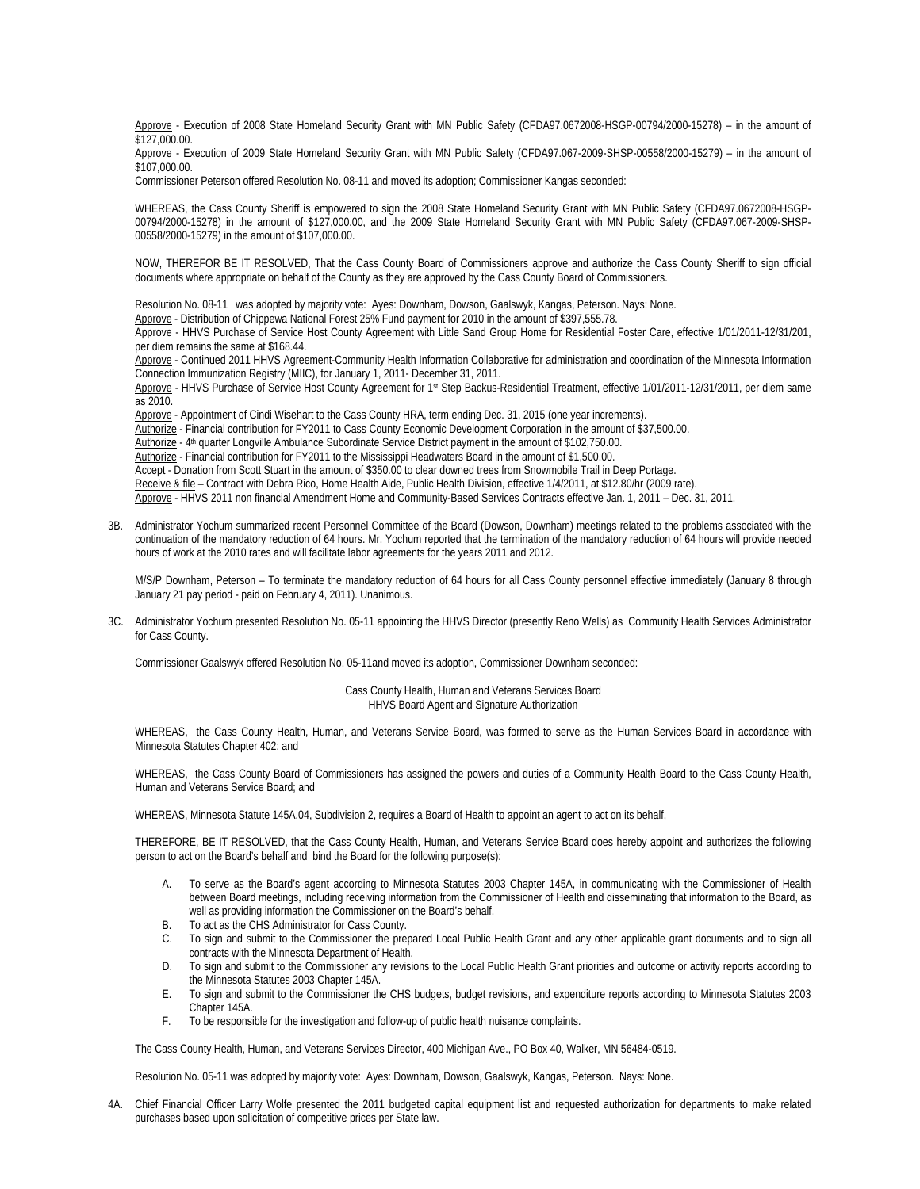Approve - Execution of 2008 State Homeland Security Grant with MN Public Safety (CFDA97.0672008-HSGP-00794/2000-15278) – in the amount of $127,000.00.

Approve - Execution of 2009 State Homeland Security Grant with MN Public Safety (CFDA97.067-2009-SHSP-00558/2000-15279) – in the amount of $107,000.00.

Commissioner Peterson offered Resolution No. 08-11 and moved its adoption; Commissioner Kangas seconded:

WHEREAS, the Cass County Sheriff is empowered to sign the 2008 State Homeland Security Grant with MN Public Safety (CFDA97.0672008-HSGP-00794/2000-15278) in the amount of $127,000.00, and the 2009 State Homeland Security Grant with MN Public Safety (CFDA97.067-2009-SHSP-00558/2000-15279) in the amount of $107,000.00.

NOW, THEREFOR BE IT RESOLVED, That the Cass County Board of Commissioners approve and authorize the Cass County Sheriff to sign official documents where appropriate on behalf of the County as they are approved by the Cass County Board of Commissioners.

Resolution No. 08-11 was adopted by majority vote: Ayes: Downham, Dowson, Gaalswyk, Kangas, Peterson. Nays: None.

Approve - Distribution of Chippewa National Forest 25% Fund payment for 2010 in the amount of $397,555.78.

Approve - HHVS Purchase of Service Host County Agreement with Little Sand Group Home for Residential Foster Care, effective 1/01/2011-12/31/201, per diem remains the same at $168.44.

Approve - Continued 2011 HHVS Agreement-Community Health Information Collaborative for administration and coordination of the Minnesota Information Connection Immunization Registry (MIIC), for January 1, 2011- December 31, 2011.

Approve - HHVS Purchase of Service Host County Agreement for 1st Step Backus-Residential Treatment, effective 1/01/2011-12/31/2011, per diem same as 2010.

Approve - Appointment of Cindi Wisehart to the Cass County HRA, term ending Dec. 31, 2015 (one year increments).

Authorize - Financial contribution for FY2011 to Cass County Economic Development Corporation in the amount of $37,500.00.

Authorize - 4th quarter Longville Ambulance Subordinate Service District payment in the amount of $102,750.00.

Authorize - Financial contribution for FY2011 to the Mississippi Headwaters Board in the amount of $1,500.00.

Accept - Donation from Scott Stuart in the amount of $350.00 to clear downed trees from Snowmobile Trail in Deep Portage.

Receive & file – Contract with Debra Rico, Home Health Aide, Public Health Division, effective 1/4/2011, at $12.80/hr (2009 rate).

Approve - HHVS 2011 non financial Amendment Home and Community-Based Services Contracts effective Jan. 1, 2011 – Dec. 31, 2011.

3B. Administrator Yochum summarized recent Personnel Committee of the Board (Dowson, Downham) meetings related to the problems associated with the continuation of the mandatory reduction of 64 hours. Mr. Yochum reported that the termination of the mandatory reduction of 64 hours will provide needed hours of work at the 2010 rates and will facilitate labor agreements for the years 2011 and 2012.

M/S/P Downham, Peterson – To terminate the mandatory reduction of 64 hours for all Cass County personnel effective immediately (January 8 through January 21 pay period - paid on February 4, 2011). Unanimous.

3C. Administrator Yochum presented Resolution No. 05-11 appointing the HHVS Director (presently Reno Wells) as Community Health Services Administrator for Cass County.

Commissioner Gaalswyk offered Resolution No. 05-11and moved its adoption, Commissioner Downham seconded:

Cass County Health, Human and Veterans Services Board
HHVS Board Agent and Signature Authorization

WHEREAS, the Cass County Health, Human, and Veterans Service Board, was formed to serve as the Human Services Board in accordance with Minnesota Statutes Chapter 402; and

WHEREAS, the Cass County Board of Commissioners has assigned the powers and duties of a Community Health Board to the Cass County Health, Human and Veterans Service Board; and

WHEREAS, Minnesota Statute 145A.04, Subdivision 2, requires a Board of Health to appoint an agent to act on its behalf,

THEREFORE, BE IT RESOLVED, that the Cass County Health, Human, and Veterans Service Board does hereby appoint and authorizes the following person to act on the Board's behalf and bind the Board for the following purpose(s):

A. To serve as the Board's agent according to Minnesota Statutes 2003 Chapter 145A, in communicating with the Commissioner of Health between Board meetings, including receiving information from the Commissioner of Health and disseminating that information to the Board, as well as providing information the Commissioner on the Board's behalf.
B. To act as the CHS Administrator for Cass County.
C. To sign and submit to the Commissioner the prepared Local Public Health Grant and any other applicable grant documents and to sign all contracts with the Minnesota Department of Health.
D. To sign and submit to the Commissioner any revisions to the Local Public Health Grant priorities and outcome or activity reports according to the Minnesota Statutes 2003 Chapter 145A.
E. To sign and submit to the Commissioner the CHS budgets, budget revisions, and expenditure reports according to Minnesota Statutes 2003 Chapter 145A.
F. To be responsible for the investigation and follow-up of public health nuisance complaints.

The Cass County Health, Human, and Veterans Services Director, 400 Michigan Ave., PO Box 40, Walker, MN 56484-0519.

Resolution No. 05-11 was adopted by majority vote: Ayes: Downham, Dowson, Gaalswyk, Kangas, Peterson. Nays: None.

4A. Chief Financial Officer Larry Wolfe presented the 2011 budgeted capital equipment list and requested authorization for departments to make related purchases based upon solicitation of competitive prices per State law.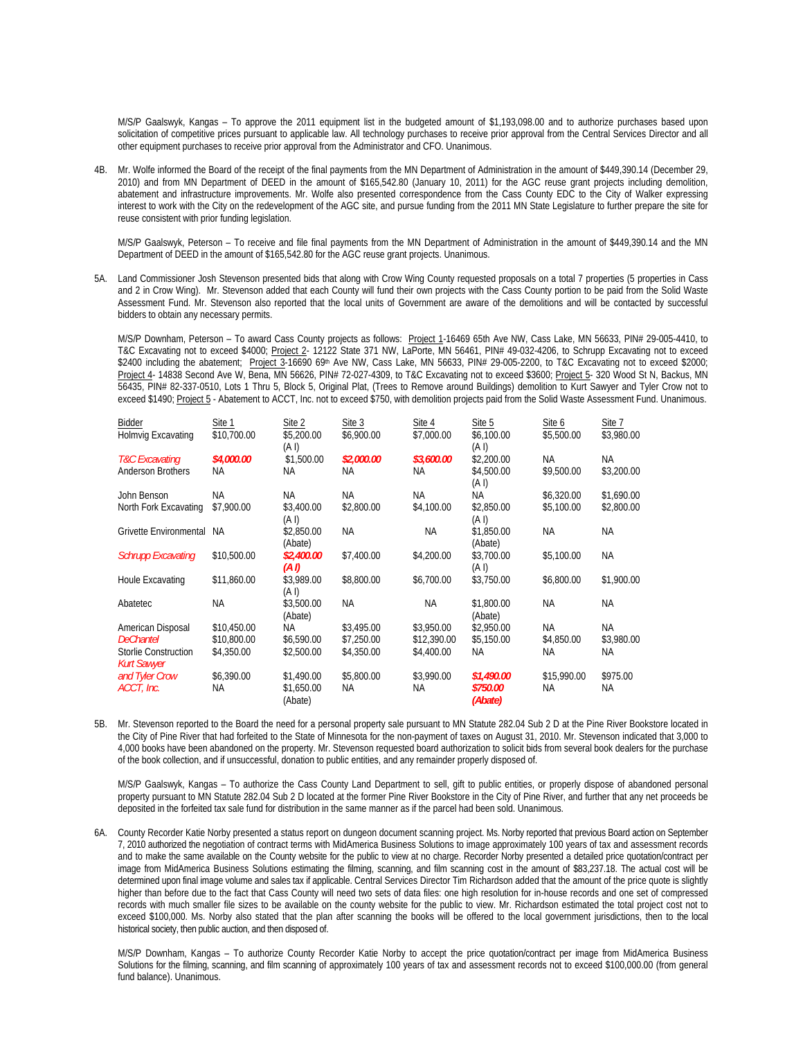M/S/P Gaalswyk, Kangas – To approve the 2011 equipment list in the budgeted amount of $1,193,098.00 and to authorize purchases based upon solicitation of competitive prices pursuant to applicable law. All technology purchases to receive prior approval from the Central Services Director and all other equipment purchases to receive prior approval from the Administrator and CFO. Unanimous.

4B. Mr. Wolfe informed the Board of the receipt of the final payments from the MN Department of Administration in the amount of $449,390.14 (December 29, 2010) and from MN Department of DEED in the amount of $165,542.80 (January 10, 2011) for the AGC reuse grant projects including demolition, abatement and infrastructure improvements. Mr. Wolfe also presented correspondence from the Cass County EDC to the City of Walker expressing interest to work with the City on the redevelopment of the AGC site, and pursue funding from the 2011 MN State Legislature to further prepare the site for reuse consistent with prior funding legislation.

M/S/P Gaalswyk, Peterson – To receive and file final payments from the MN Department of Administration in the amount of $449,390.14 and the MN Department of DEED in the amount of $165,542.80 for the AGC reuse grant projects. Unanimous.

5A. Land Commissioner Josh Stevenson presented bids that along with Crow Wing County requested proposals on a total 7 properties (5 properties in Cass and 2 in Crow Wing). Mr. Stevenson added that each County will fund their own projects with the Cass County portion to be paid from the Solid Waste Assessment Fund. Mr. Stevenson also reported that the local units of Government are aware of the demolitions and will be contacted by successful bidders to obtain any necessary permits.

M/S/P Downham, Peterson – To award Cass County projects as follows: Project 1-16469 65th Ave NW, Cass Lake, MN 56633, PIN# 29-005-4410, to T&C Excavating not to exceed $4000; Project 2- 12122 State 371 NW, LaPorte, MN 56461, PIN# 49-032-4206, to Schrupp Excavating not to exceed $2400 including the abatement; Project 3-16690 69th Ave NW, Cass Lake, MN 56633, PIN# 29-005-2200, to T&C Excavating not to exceed $2000; Project 4- 14838 Second Ave W, Bena, MN 56626, PIN# 72-027-4309, to T&C Excavating not to exceed $3600; Project 5- 320 Wood St N, Backus, MN 56435, PIN# 82-337-0510, Lots 1 Thru 5, Block 5, Original Plat, (Trees to Remove around Buildings) demolition to Kurt Sawyer and Tyler Crow not to exceed $1490; Project 5 - Abatement to ACCT, Inc. not to exceed $750, with demolition projects paid from the Solid Waste Assessment Fund. Unanimous.

| Bidder | Site 1 | Site 2 | Site 3 | Site 4 | Site 5 | Site 6 | Site 7 |
|---|---|---|---|---|---|---|---|
| Holmvig Excavating | $10,700.00 | $5,200.00 (A I) | $6,900.00 | $7,000.00 | $6,100.00 (A I) | $5,500.00 | $3,980.00 |
| *T&C Excavating* | ***$4,000.00*** | $1,500.00 | ***$2,000.00*** | ***$3,600.00*** | $2,200.00 | NA | NA |
| Anderson Brothers | NA | NA | NA | NA | $4,500.00 (A I) | $9,500.00 | $3,200.00 |
| John Benson | NA | NA | NA | NA | NA | $6,320.00 | $1,690.00 |
| North Fork Excavating | $7,900.00 | $3,400.00 (A I) | $2,800.00 | $4,100.00 | $2,850.00 (A I) | $5,100.00 | $2,800.00 |
| Grivette Environmental | NA | $2,850.00 (Abate) | NA | NA | $1,850.00 (Abate) | NA | NA |
| *Schrupp Excavating* | $10,500.00 | ***$2,400.00 (A I)*** | $7,400.00 | $4,200.00 | $3,700.00 (A I) | $5,100.00 | NA |
| Houle Excavating | $11,860.00 | $3,989.00 (A I) | $8,800.00 | $6,700.00 | $3,750.00 | $6,800.00 | $1,900.00 |
| Abatetec | NA | $3,500.00 (Abate) | NA | NA | $1,800.00 (Abate) | NA | NA |
| American Disposal | $10,450.00 | NA | $3,495.00 | $3,950.00 | $2,950.00 | NA | NA |
| *DeChantel* | $10,800.00 | $6,590.00 | $7,250.00 | $12,390.00 | $5,150.00 | $4,850.00 | $3,980.00 |
| Storlie Construction | $4,350.00 | $2,500.00 | $4,350.00 | $4,400.00 | NA | NA | NA |
| *Kurt Sawyer and Tyler Crow* | $6,390.00 | $1,490.00 | $5,800.00 | $3,990.00 | ***$1,490.00*** | $15,990.00 | $975.00 |
| *ACCT, Inc.* | NA | $1,650.00 (Abate) | NA | NA | ***$750.00 (Abate)*** | NA | NA |

5B. Mr. Stevenson reported to the Board the need for a personal property sale pursuant to MN Statute 282.04 Sub 2 D at the Pine River Bookstore located in the City of Pine River that had forfeited to the State of Minnesota for the non-payment of taxes on August 31, 2010. Mr. Stevenson indicated that 3,000 to 4,000 books have been abandoned on the property. Mr. Stevenson requested board authorization to solicit bids from several book dealers for the purchase of the book collection, and if unsuccessful, donation to public entities, and any remainder properly disposed of.

M/S/P Gaalswyk, Kangas – To authorize the Cass County Land Department to sell, gift to public entities, or properly dispose of abandoned personal property pursuant to MN Statute 282.04 Sub 2 D located at the former Pine River Bookstore in the City of Pine River, and further that any net proceeds be deposited in the forfeited tax sale fund for distribution in the same manner as if the parcel had been sold. Unanimous.

6A. County Recorder Katie Norby presented a status report on dungeon document scanning project. Ms. Norby reported that previous Board action on September 7, 2010 authorized the negotiation of contract terms with MidAmerica Business Solutions to image approximately 100 years of tax and assessment records and to make the same available on the County website for the public to view at no charge. Recorder Norby presented a detailed price quotation/contract per image from MidAmerica Business Solutions estimating the filming, scanning, and film scanning cost in the amount of $83,237.18. The actual cost will be determined upon final image volume and sales tax if applicable. Central Services Director Tim Richardson added that the amount of the price quote is slightly higher than before due to the fact that Cass County will need two sets of data files: one high resolution for in-house records and one set of compressed records with much smaller file sizes to be available on the county website for the public to view. Mr. Richardson estimated the total project cost not to exceed $100,000. Ms. Norby also stated that the plan after scanning the books will be offered to the local government jurisdictions, then to the local historical society, then public auction, and then disposed of.

M/S/P Downham, Kangas – To authorize County Recorder Katie Norby to accept the price quotation/contract per image from MidAmerica Business Solutions for the filming, scanning, and film scanning of approximately 100 years of tax and assessment records not to exceed $100,000.00 (from general fund balance). Unanimous.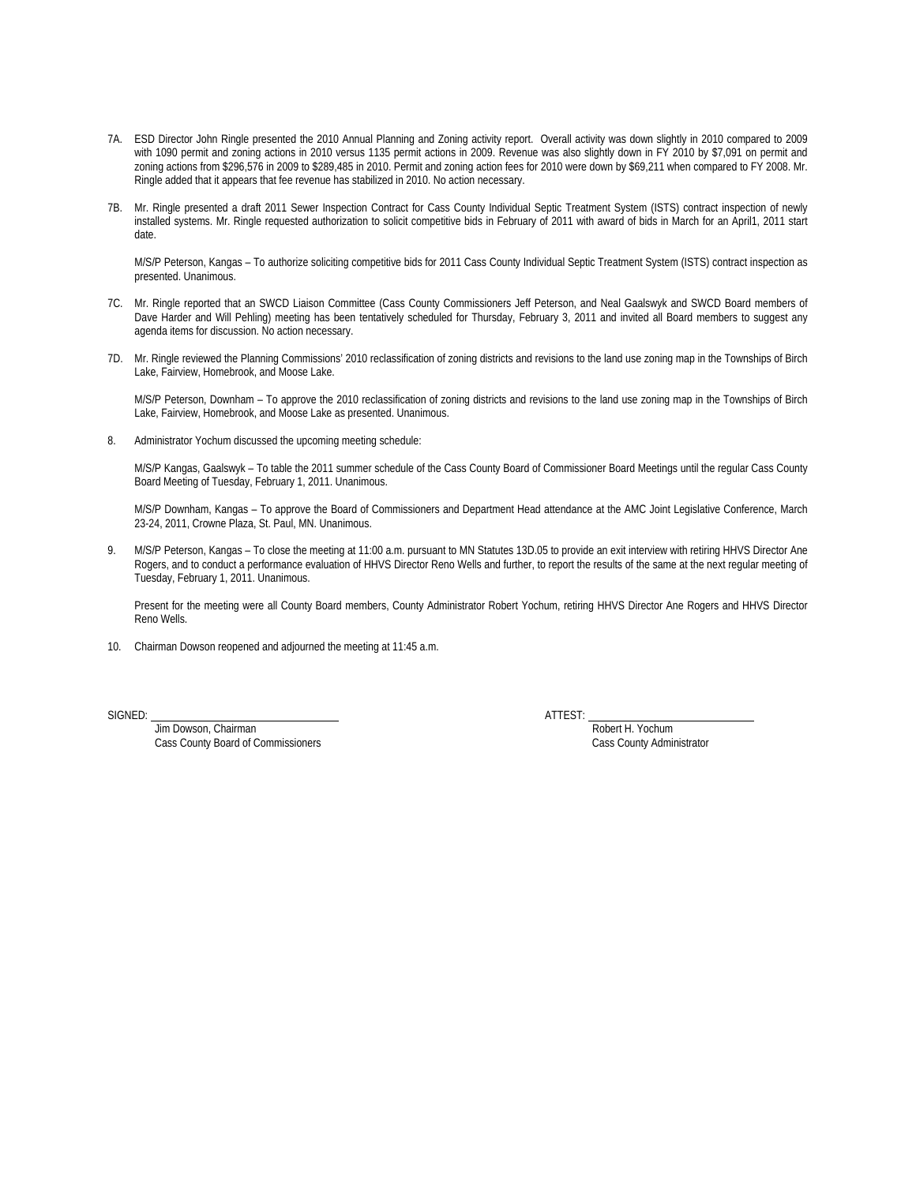7A. ESD Director John Ringle presented the 2010 Annual Planning and Zoning activity report. Overall activity was down slightly in 2010 compared to 2009 with 1090 permit and zoning actions in 2010 versus 1135 permit actions in 2009. Revenue was also slightly down in FY 2010 by $7,091 on permit and zoning actions from $296,576 in 2009 to $289,485 in 2010. Permit and zoning action fees for 2010 were down by $69,211 when compared to FY 2008. Mr. Ringle added that it appears that fee revenue has stabilized in 2010. No action necessary.

7B. Mr. Ringle presented a draft 2011 Sewer Inspection Contract for Cass County Individual Septic Treatment System (ISTS) contract inspection of newly installed systems. Mr. Ringle requested authorization to solicit competitive bids in February of 2011 with award of bids in March for an April1, 2011 start date.

M/S/P Peterson, Kangas – To authorize soliciting competitive bids for 2011 Cass County Individual Septic Treatment System (ISTS) contract inspection as presented. Unanimous.

7C. Mr. Ringle reported that an SWCD Liaison Committee (Cass County Commissioners Jeff Peterson, and Neal Gaalswyk and SWCD Board members of Dave Harder and Will Pehling) meeting has been tentatively scheduled for Thursday, February 3, 2011 and invited all Board members to suggest any agenda items for discussion. No action necessary.

7D. Mr. Ringle reviewed the Planning Commissions' 2010 reclassification of zoning districts and revisions to the land use zoning map in the Townships of Birch Lake, Fairview, Homebrook, and Moose Lake.

M/S/P Peterson, Downham – To approve the 2010 reclassification of zoning districts and revisions to the land use zoning map in the Townships of Birch Lake, Fairview, Homebrook, and Moose Lake as presented. Unanimous.

8. Administrator Yochum discussed the upcoming meeting schedule:

M/S/P Kangas, Gaalswyk – To table the 2011 summer schedule of the Cass County Board of Commissioner Board Meetings until the regular Cass County Board Meeting of Tuesday, February 1, 2011. Unanimous.

M/S/P Downham, Kangas – To approve the Board of Commissioners and Department Head attendance at the AMC Joint Legislative Conference, March 23-24, 2011, Crowne Plaza, St. Paul, MN. Unanimous.

9. M/S/P Peterson, Kangas – To close the meeting at 11:00 a.m. pursuant to MN Statutes 13D.05 to provide an exit interview with retiring HHVS Director Ane Rogers, and to conduct a performance evaluation of HHVS Director Reno Wells and further, to report the results of the same at the next regular meeting of Tuesday, February 1, 2011. Unanimous.

Present for the meeting were all County Board members, County Administrator Robert Yochum, retiring HHVS Director Ane Rogers and HHVS Director Reno Wells.

10. Chairman Dowson reopened and adjourned the meeting at 11:45 a.m.

SIGNED: ______________________________
Jim Dowson, Chairman
Cass County Board of Commissioners

ATTEST: ______________________________
Robert H. Yochum
Cass County Administrator